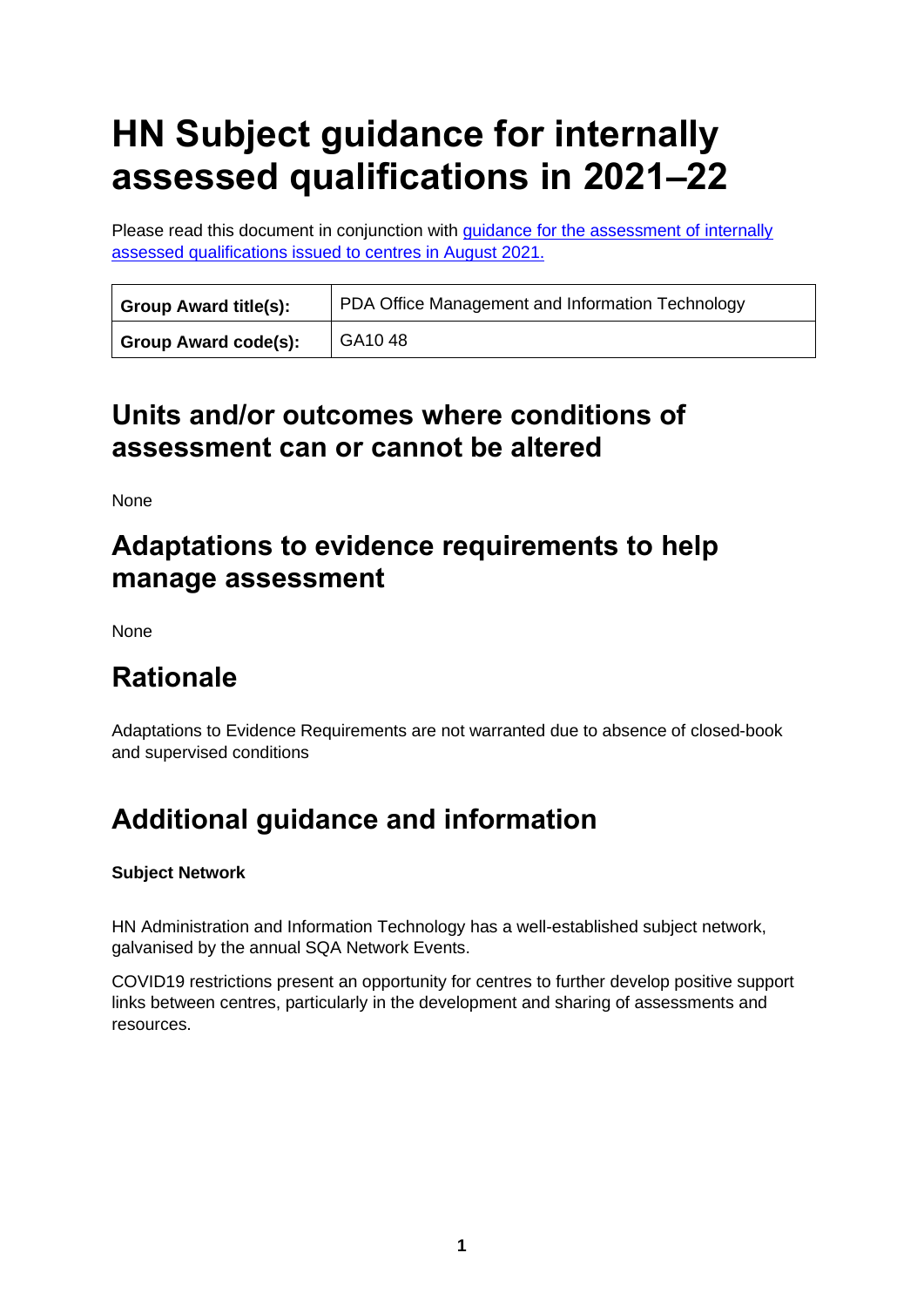# HN Subject guidance for internally assessed qualifications in 2021–22

Please read this document in conjunction with [guidance for the assessment of internally assessed qualifications issued to centres in August 2021.]()

| **Group Award title(s):** | PDA Office Management and Information Technology |
|---|---|
| **Group Award code(s):** | GA10 48 |

## Units and/or outcomes where conditions of assessment can or cannot be altered

None

## Adaptations to evidence requirements to help manage assessment

None

## Rationale

Adaptations to Evidence Requirements are not warranted due to absence of closed-book and supervised conditions

## Additional guidance and information

**Subject Network**

HN Administration and Information Technology has a well-established subject network, galvanised by the annual SQA Network Events.

COVID19 restrictions present an opportunity for centres to further develop positive support links between centres, particularly in the development and sharing of assessments and resources.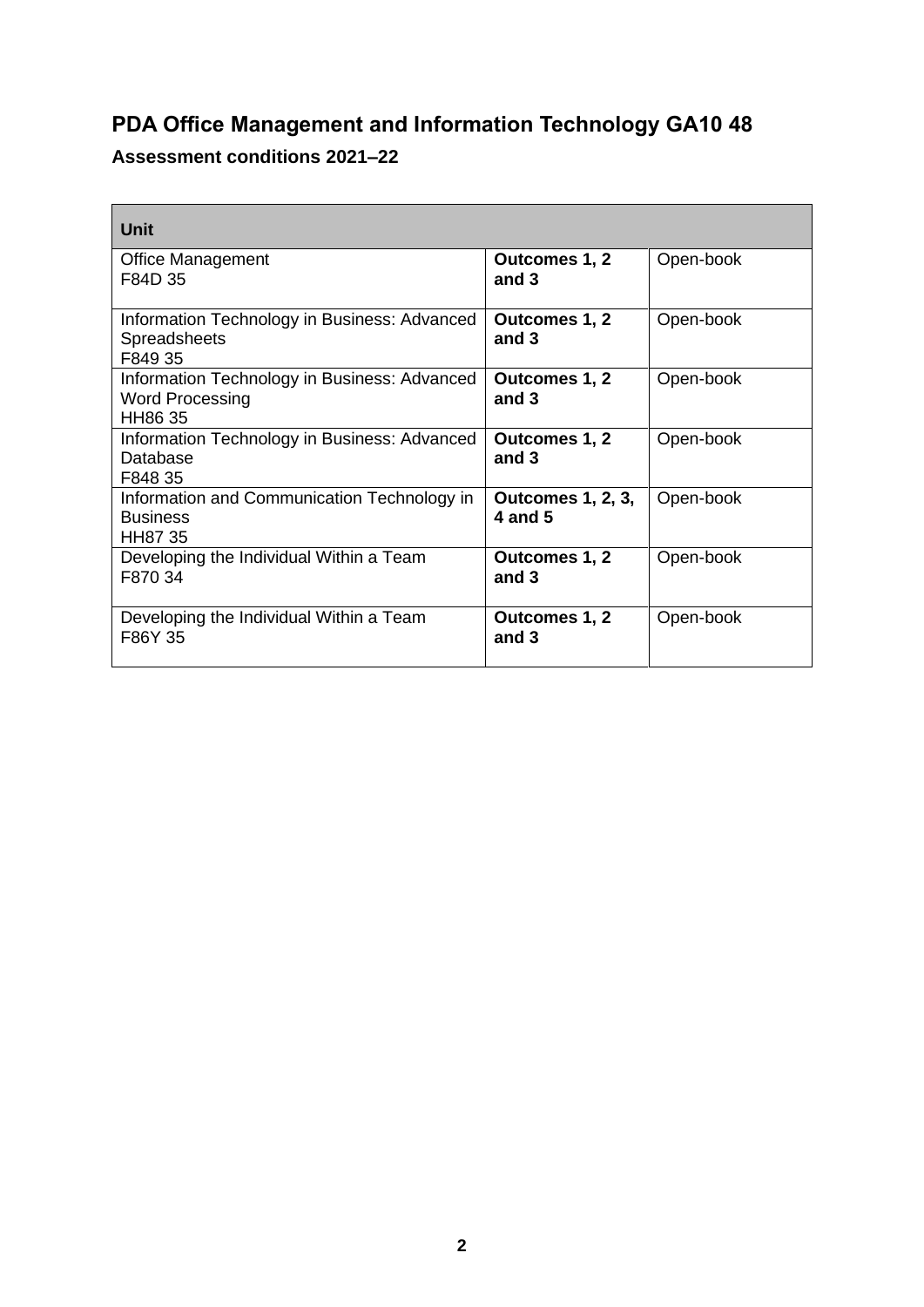## PDA Office Management and Information Technology GA10 48

### Assessment conditions 2021–22

| Unit | | |
|---|---|---|
| Office Management<br>F84D 35 | **Outcomes 1, 2 and 3** | Open-book |
| Information Technology in Business: Advanced Spreadsheets<br>F849 35 | **Outcomes 1, 2 and 3** | Open-book |
| Information Technology in Business: Advanced Word Processing<br>HH86 35 | **Outcomes 1, 2 and 3** | Open-book |
| Information Technology in Business: Advanced Database<br>F848 35 | **Outcomes 1, 2 and 3** | Open-book |
| Information and Communication Technology in Business<br>HH87 35 | **Outcomes 1, 2, 3, 4 and 5** | Open-book |
| Developing the Individual Within a Team<br>F870 34 | **Outcomes 1, 2 and 3** | Open-book |
| Developing the Individual Within a Team<br>F86Y 35 | **Outcomes 1, 2 and 3** | Open-book |